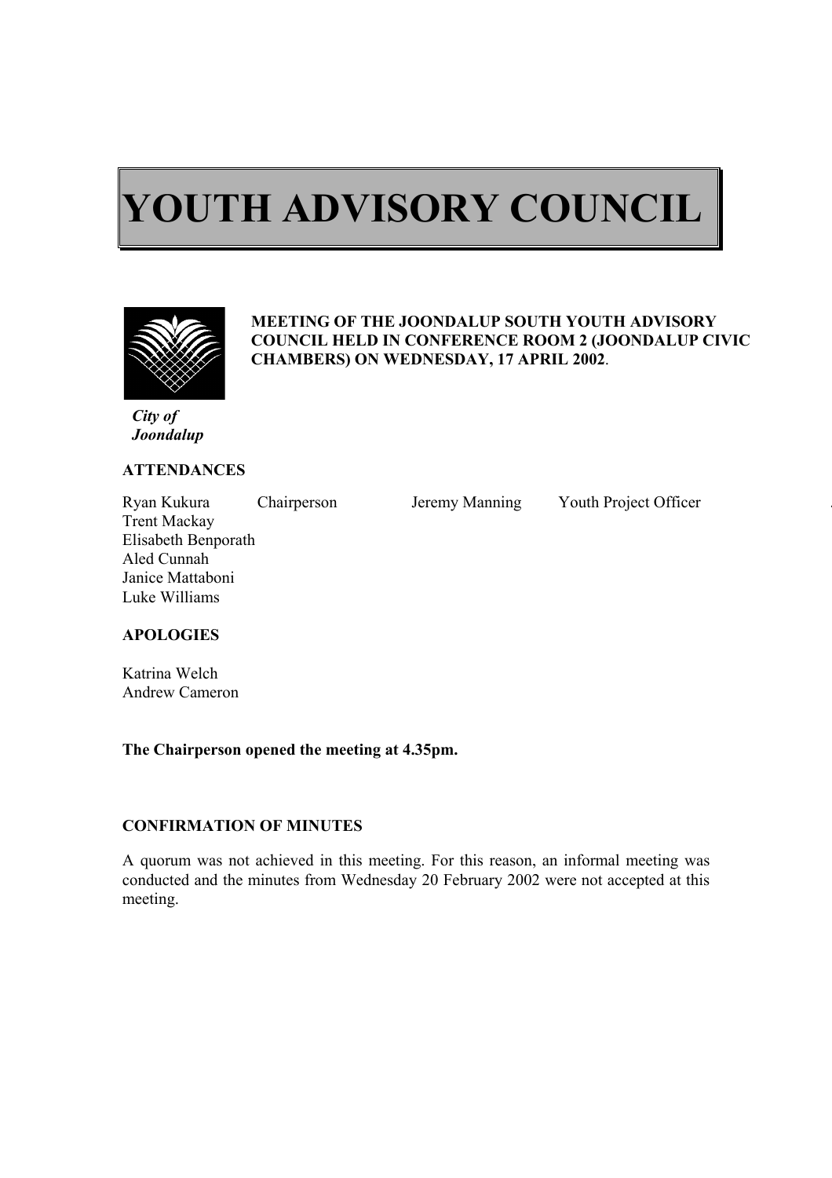# YOUTH ADVISORY COUNCIL

*City of Joondalup*

**MEETING OF THE JOONDALUP SOUTH YOUTH ADVISORY COUNCIL HELD IN CONFERENCE ROOM 2 (JOONDALUP CIVIC CHAMBERS) ON WEDNESDAY, 17 APRIL 2002**.

**ATTENDANCES**

| | | | |
|---|---|---|---|
| Ryan Kukura | Chairperson | Jeremy Manning | Youth Project Officer |
| Trent Mackay | | | |
| Elisabeth Benporath | | | |
| Aled Cunnah | | | |
| Janice Mattaboni | | | |
| Luke Williams | | | |

**APOLOGIES**

Katrina Welch
Andrew Cameron

**The Chairperson opened the meeting at 4.35pm.**

**CONFIRMATION OF MINUTES**

A quorum was not achieved in this meeting. For this reason, an informal meeting was conducted and the minutes from Wednesday 20 February 2002 were not accepted at this meeting.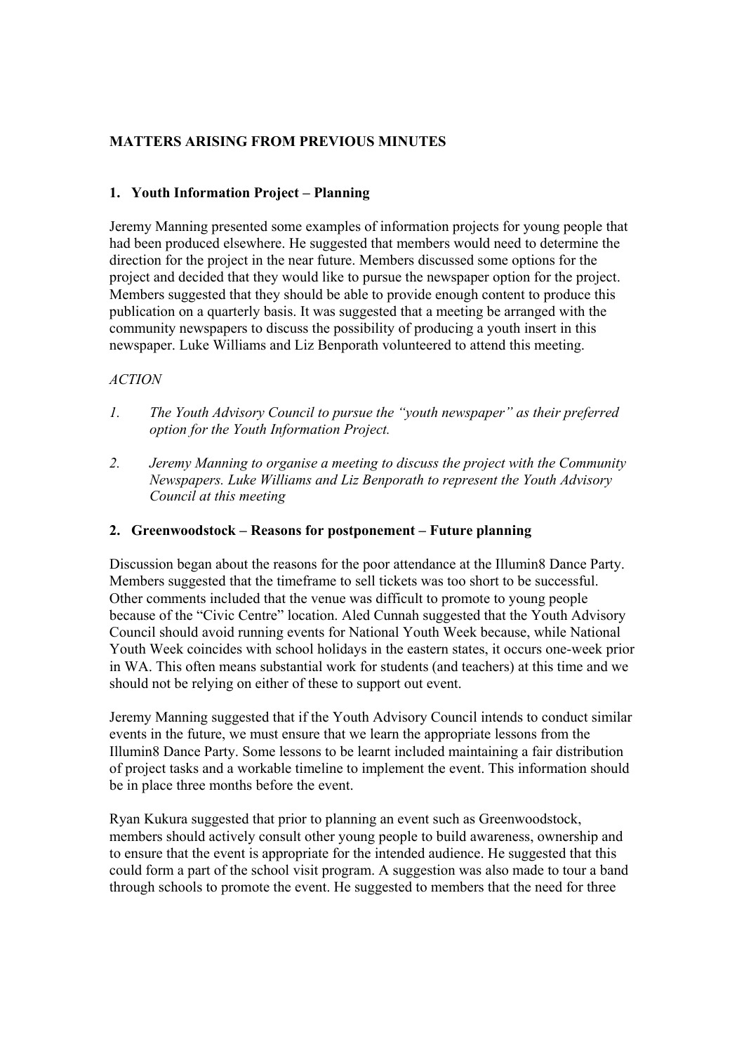**MATTERS ARISING FROM PREVIOUS MINUTES**

**1. Youth Information Project – Planning**

Jeremy Manning presented some examples of information projects for young people that had been produced elsewhere. He suggested that members would need to determine the direction for the project in the near future. Members discussed some options for the project and decided that they would like to pursue the newspaper option for the project. Members suggested that they should be able to provide enough content to produce this publication on a quarterly basis. It was suggested that a meeting be arranged with the community newspapers to discuss the possibility of producing a youth insert in this newspaper. Luke Williams and Liz Benporath volunteered to attend this meeting.

*ACTION*

1. *The Youth Advisory Council to pursue the "youth newspaper" as their preferred option for the Youth Information Project.*

2. *Jeremy Manning to organise a meeting to discuss the project with the Community Newspapers. Luke Williams and Liz Benporath to represent the Youth Advisory Council at this meeting*

**2. Greenwoodstock – Reasons for postponement – Future planning**

Discussion began about the reasons for the poor attendance at the Illumin8 Dance Party. Members suggested that the timeframe to sell tickets was too short to be successful. Other comments included that the venue was difficult to promote to young people because of the "Civic Centre" location. Aled Cunnah suggested that the Youth Advisory Council should avoid running events for National Youth Week because, while National Youth Week coincides with school holidays in the eastern states, it occurs one-week prior in WA. This often means substantial work for students (and teachers) at this time and we should not be relying on either of these to support out event.

Jeremy Manning suggested that if the Youth Advisory Council intends to conduct similar events in the future, we must ensure that we learn the appropriate lessons from the Illumin8 Dance Party. Some lessons to be learnt included maintaining a fair distribution of project tasks and a workable timeline to implement the event. This information should be in place three months before the event.

Ryan Kukura suggested that prior to planning an event such as Greenwoodstock, members should actively consult other young people to build awareness, ownership and to ensure that the event is appropriate for the intended audience. He suggested that this could form a part of the school visit program. A suggestion was also made to tour a band through schools to promote the event. He suggested to members that the need for three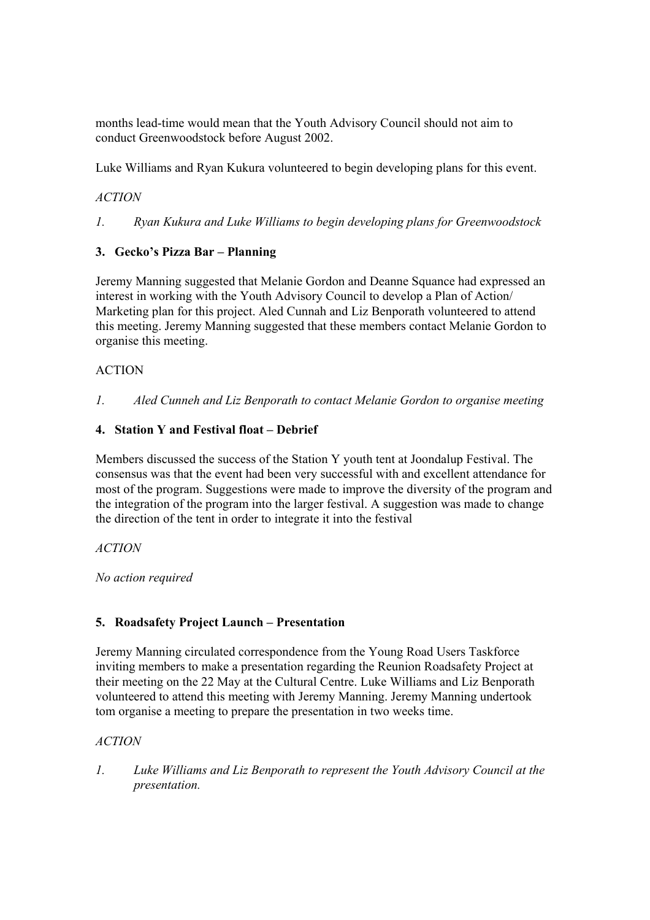months lead-time would mean that the Youth Advisory Council should not aim to conduct Greenwoodstock before August 2002.

Luke Williams and Ryan Kukura volunteered to begin developing plans for this event.

*ACTION*

1. *Ryan Kukura and Luke Williams to begin developing plans for Greenwoodstock*

### 3. Gecko's Pizza Bar – Planning

Jeremy Manning suggested that Melanie Gordon and Deanne Squance had expressed an interest in working with the Youth Advisory Council to develop a Plan of Action/ Marketing plan for this project. Aled Cunnah and Liz Benporath volunteered to attend this meeting. Jeremy Manning suggested that these members contact Melanie Gordon to organise this meeting.

ACTION

1. *Aled Cunneh and Liz Benporath to contact Melanie Gordon to organise meeting*

### 4. Station Y and Festival float – Debrief

Members discussed the success of the Station Y youth tent at Joondalup Festival. The consensus was that the event had been very successful with and excellent attendance for most of the program. Suggestions were made to improve the diversity of the program and the integration of the program into the larger festival. A suggestion was made to change the direction of the tent in order to integrate it into the festival

*ACTION*

*No action required*

### 5. Roadsafety Project Launch – Presentation

Jeremy Manning circulated correspondence from the Young Road Users Taskforce inviting members to make a presentation regarding the Reunion Roadsafety Project at their meeting on the 22 May at the Cultural Centre. Luke Williams and Liz Benporath volunteered to attend this meeting with Jeremy Manning. Jeremy Manning undertook tom organise a meeting to prepare the presentation in two weeks time.

*ACTION*

1. *Luke Williams and Liz Benporath to represent the Youth Advisory Council at the presentation.*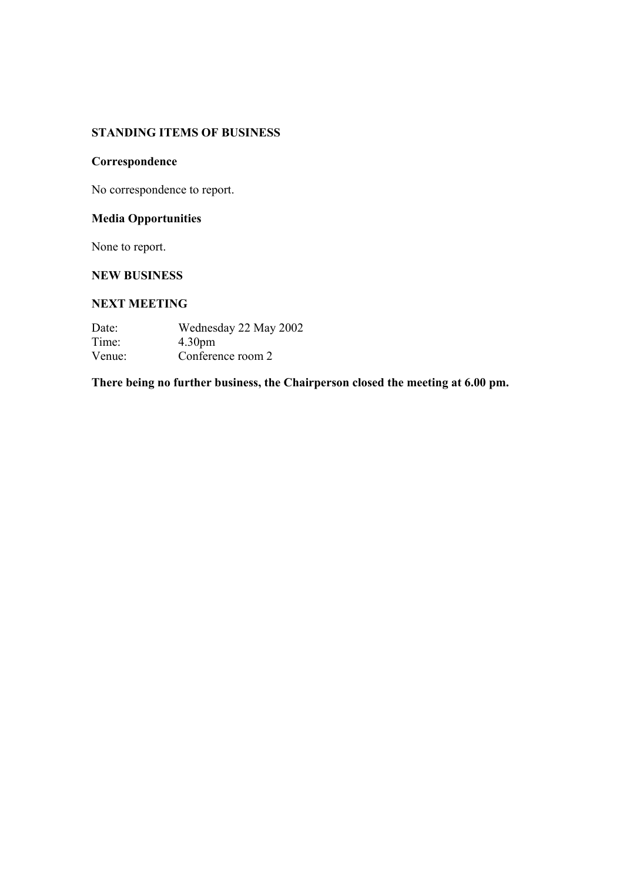## STANDING ITEMS OF BUSINESS

### Correspondence

No correspondence to report.

### Media Opportunities

None to report.

## NEW BUSINESS

## NEXT MEETING

| | |
|---|---|
| Date: | Wednesday 22 May 2002 |
| Time: | 4.30pm |
| Venue: | Conference room 2 |

**There being no further business, the Chairperson closed the meeting at 6.00 pm.**